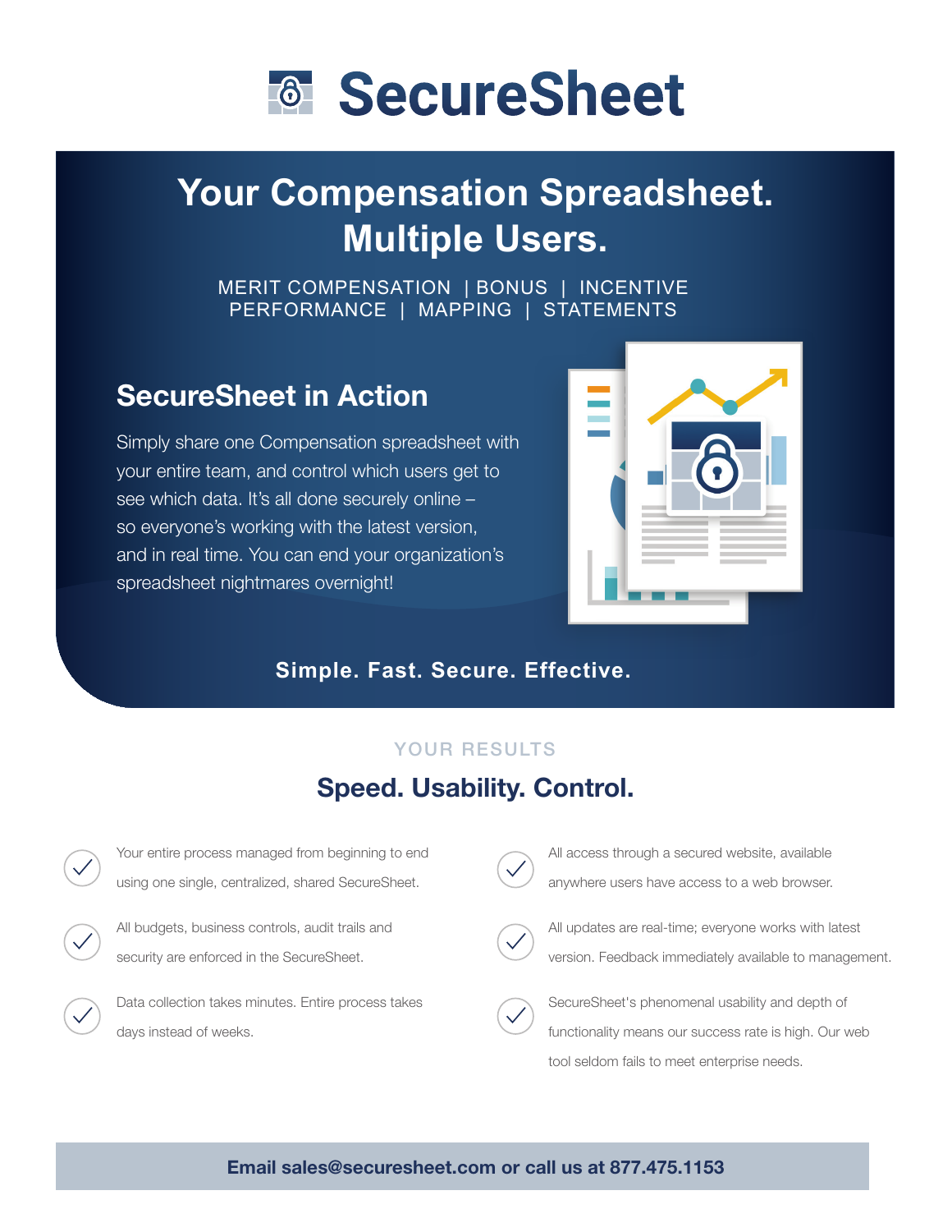# SecureSheet

## Your Compensation Spreadsheet. Multiple Users.

MERIT COMPENSATION | BONUS | INCENTIVE
PERFORMANCE | MAPPING | STATEMENTS

### SecureSheet in Action

Simply share one Compensation spreadsheet with your entire team, and control which users get to see which data. It's all done securely online – so everyone's working with the latest version, and in real time. You can end your organization's spreadsheet nightmares overnight!

**Simple. Fast. Secure. Effective.**

YOUR RESULTS

## Speed. Usability. Control.

- Your entire process managed from beginning to end using one single, centralized, shared SecureSheet.
- All budgets, business controls, audit trails and security are enforced in the SecureSheet.
- Data collection takes minutes. Entire process takes days instead of weeks.
- All access through a secured website, available anywhere users have access to a web browser.
- All updates are real-time; everyone works with latest version. Feedback immediately available to management.
- SecureSheet's phenomenal usability and depth of functionality means our success rate is high. Our web tool seldom fails to meet enterprise needs.

**Email sales@securesheet.com or call us at 877.475.1153**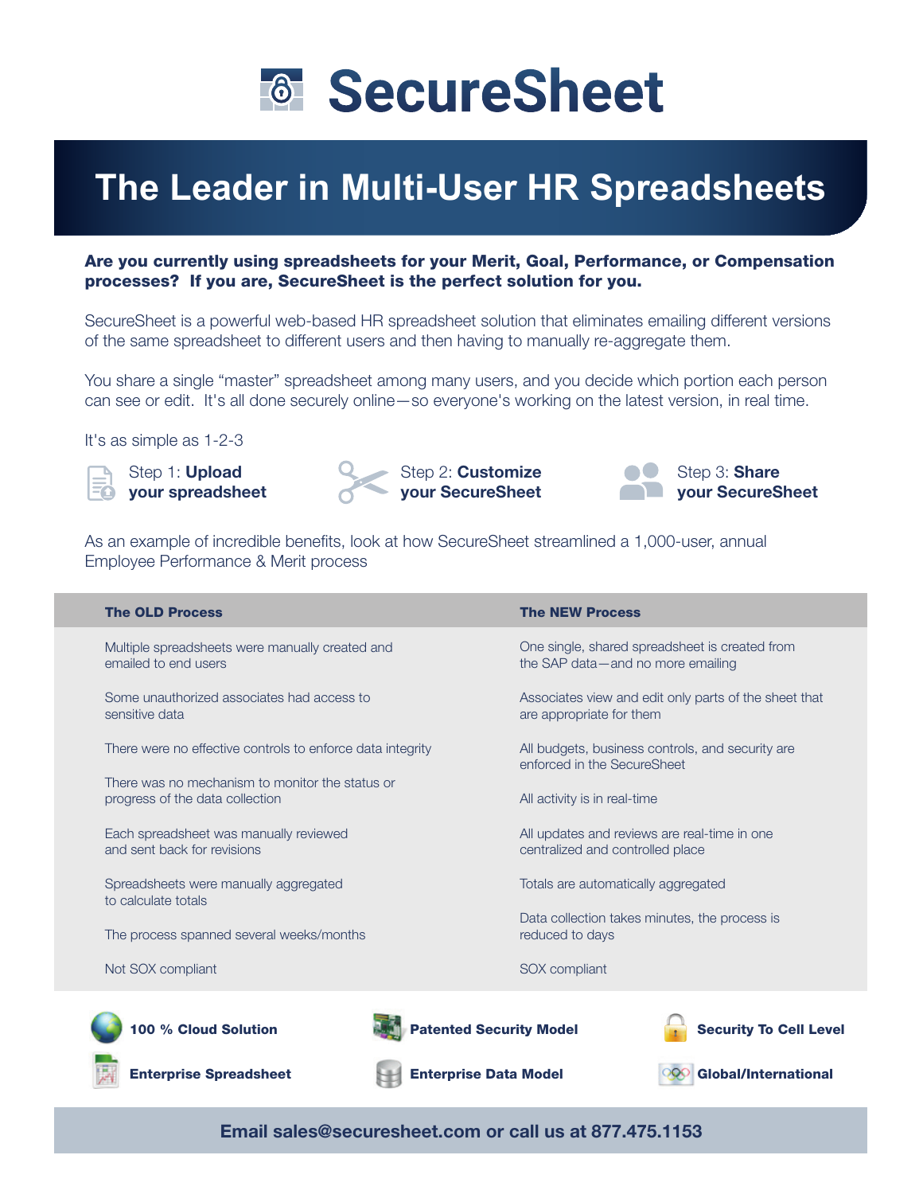# SecureSheet

## The Leader in Multi-User HR Spreadsheets

**Are you currently using spreadsheets for your Merit, Goal, Performance, or Compensation processes? If you are, SecureSheet is the perfect solution for you.**

SecureSheet is a powerful web-based HR spreadsheet solution that eliminates emailing different versions of the same spreadsheet to different users and then having to manually re-aggregate them.

You share a single "master" spreadsheet among many users, and you decide which portion each person can see or edit. It's all done securely online—so everyone's working on the latest version, in real time.

It's as simple as 1-2-3

- Step 1: **Upload your spreadsheet**
- Step 2: **Customize your SecureSheet**
- Step 3: **Share your SecureSheet**

As an example of incredible benefits, look at how SecureSheet streamlined a 1,000-user, annual Employee Performance & Merit process

| The OLD Process | The NEW Process |
|---|---|
| Multiple spreadsheets were manually created and emailed to end users | One single, shared spreadsheet is created from the SAP data—and no more emailing |
| Some unauthorized associates had access to sensitive data | Associates view and edit only parts of the sheet that are appropriate for them |
| There were no effective controls to enforce data integrity | All budgets, business controls, and security are enforced in the SecureSheet |
| There was no mechanism to monitor the status or progress of the data collection | All activity is in real-time |
| Each spreadsheet was manually reviewed and sent back for revisions | All updates and reviews are real-time in one centralized and controlled place |
| Spreadsheets were manually aggregated to calculate totals | Totals are automatically aggregated |
| The process spanned several weeks/months | Data collection takes minutes, the process is reduced to days |
| Not SOX compliant | SOX compliant |

- **100 % Cloud Solution**
- **Patented Security Model**
- **Security To Cell Level**
- **Enterprise Spreadsheet**
- **Enterprise Data Model**
- **Global/International**

**Email sales@securesheet.com or call us at 877.475.1153**